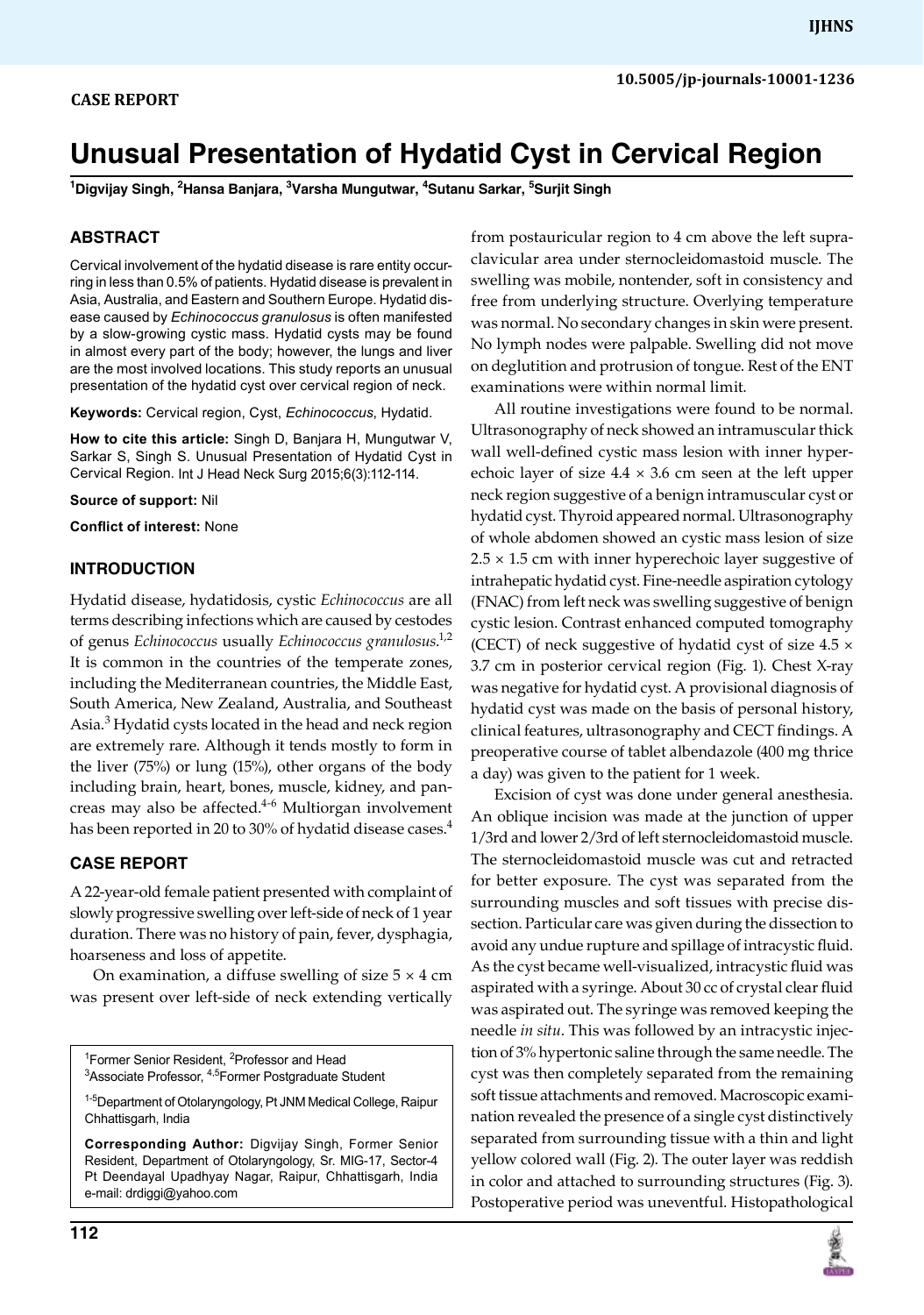CASE REPORT

# Unusual Presentation of Hydatid Cyst in Cervical Region

[1]Digvijay Singh, [2]Hansa Banjara, [3]Varsha Mungutwar, [4]Sutanu Sarkar, [5]Surjit Singh

## ABSTRACT

Cervical involvement of the hydatid disease is rare entity occurring in less than 0.5% of patients. Hydatid disease is prevalent in Asia, Australia, and Eastern and Southern Europe. Hydatid disease caused by *Echinococcus granulosus* is often manifested by a slow-growing cystic mass. Hydatid cysts may be found in almost every part of the body; however, the lungs and liver are the most involved locations. This study reports an unusual presentation of the hydatid cyst over cervical region of neck.

**Keywords:** Cervical region, Cyst, *Echinococcus*, Hydatid.

**How to cite this article:** Singh D, Banjara H, Mungutwar V, Sarkar S, Singh S. Unusual Presentation of Hydatid Cyst in Cervical Region. Int J Head Neck Surg 2015;6(3):112-114.

**Source of support:** Nil

**Conflict of interest:** None

## INTRODUCTION

Hydatid disease, hydatidosis, cystic *Echinococcus* are all terms describing infections which are caused by cestodes of genus *Echinococcus* usually *Echinococcus granulosus*.[1,2] It is common in the countries of the temperate zones, including the Mediterranean countries, the Middle East, South America, New Zealand, Australia, and Southeast Asia.[3] Hydatid cysts located in the head and neck region are extremely rare. Although it tends mostly to form in the liver (75%) or lung (15%), other organs of the body including brain, heart, bones, muscle, kidney, and pancreas may also be affected.[4-6] Multiorgan involvement has been reported in 20 to 30% of hydatid disease cases.[4]

## CASE REPORT

A 22-year-old female patient presented with complaint of slowly progressive swelling over left-side of neck of 1 year duration. There was no history of pain, fever, dysphagia, hoarseness and loss of appetite.

On examination, a diffuse swelling of size $5 \times 4$ cm was present over left-side of neck extending vertically from postauricular region to 4 cm above the left supraclavicular area under sternocleidomastoid muscle. The swelling was mobile, nontender, soft in consistency and free from underlying structure. Overlying temperature was normal. No secondary changes in skin were present. No lymph nodes were palpable. Swelling did not move on deglutition and protrusion of tongue. Rest of the ENT examinations were within normal limit.

All routine investigations were found to be normal. Ultrasonography of neck showed an intramuscular thick wall well-defined cystic mass lesion with inner hyperechoic layer of size $4.4 \times 3.6$ cm seen at the left upper neck region suggestive of a benign intramuscular cyst or hydatid cyst. Thyroid appeared normal. Ultrasonography of whole abdomen showed an cystic mass lesion of size $2.5 \times 1.5$ cm with inner hyperechoic layer suggestive of intrahepatic hydatid cyst. Fine-needle aspiration cytology (FNAC) from left neck was swelling suggestive of benign cystic lesion. Contrast enhanced computed tomography (CECT) of neck suggestive of hydatid cyst of size $4.5 \times 3.7$ cm in posterior cervical region (Fig. 1). Chest X-ray was negative for hydatid cyst. A provisional diagnosis of hydatid cyst was made on the basis of personal history, clinical features, ultrasonography and CECT findings. A preoperative course of tablet albendazole (400 mg thrice a day) was given to the patient for 1 week.

Excision of cyst was done under general anesthesia. An oblique incision was made at the junction of upper 1/3rd and lower 2/3rd of left sternocleidomastoid muscle. The sternocleidomastoid muscle was cut and retracted for better exposure. The cyst was separated from the surrounding muscles and soft tissues with precise dissection. Particular care was given during the dissection to avoid any undue rupture and spillage of intracystic fluid. As the cyst became well-visualized, intracystic fluid was aspirated with a syringe. About 30 cc of crystal clear fluid was aspirated out. The syringe was removed keeping the needle *in situ*. This was followed by an intracystic injection of 3% hypertonic saline through the same needle. The cyst was then completely separated from the remaining soft tissue attachments and removed. Macroscopic examination revealed the presence of a single cyst distinctively separated from surrounding tissue with a thin and light yellow colored wall (Fig. 2). The outer layer was reddish in color and attached to surrounding structures (Fig. 3). Postoperative period was uneventful. Histopathological

[1]Former Senior Resident, [2]Professor and Head
[3]Associate Professor, [4,5]Former Postgraduate Student

[1-5]Department of Otolaryngology, Pt JNM Medical College, Raipur Chhattisgarh, India

**Corresponding Author:** Digvijay Singh, Former Senior Resident, Department of Otolaryngology, Sr. MIG-17, Sector-4 Pt Deendayal Upadhyay Nagar, Raipur, Chhattisgarh, India e-mail: drdiggi@yahoo.com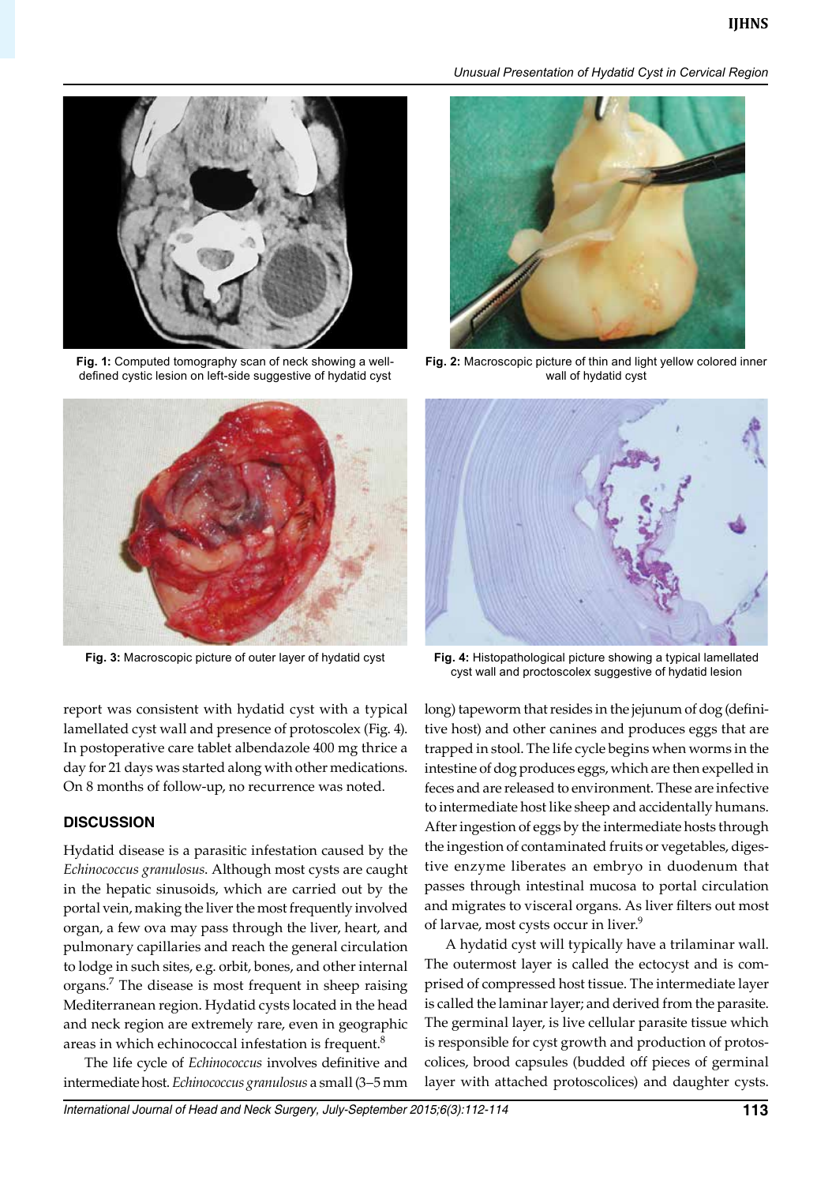Fig. 1: Computed tomography scan of neck showing a well-defined cystic lesion on left-side suggestive of hydatid cyst

Fig. 2: Macroscopic picture of thin and light yellow colored inner wall of hydatid cyst

Fig. 3: Macroscopic picture of outer layer of hydatid cyst

Fig. 4: Histopathological picture showing a typical lamellated cyst wall and proctoscolex suggestive of hydatid lesion

report was consistent with hydatid cyst with a typical lamellated cyst wall and presence of protoscolex (Fig. 4). In postoperative care tablet albendazole 400 mg thrice a day for 21 days was started along with other medications. On 8 months of follow-up, no recurrence was noted.

## DISCUSSION

Hydatid disease is a parasitic infestation caused by the *Echinococcus granulosus*. Although most cysts are caught in the hepatic sinusoids, which are carried out by the portal vein, making the liver the most frequently involved organ, a few ova may pass through the liver, heart, and pulmonary capillaries and reach the general circulation to lodge in such sites, e.g. orbit, bones, and other internal organs.[7] The disease is most frequent in sheep raising Mediterranean region. Hydatid cysts located in the head and neck region are extremely rare, even in geographic areas in which echinococcal infestation is frequent.[8]

The life cycle of *Echinococcus* involves definitive and intermediate host. *Echinococcus granulosus* a small (3–5 mm long) tapeworm that resides in the jejunum of dog (definitive host) and other canines and produces eggs that are trapped in stool. The life cycle begins when worms in the intestine of dog produces eggs, which are then expelled in feces and are released to environment. These are infective to intermediate host like sheep and accidentally humans. After ingestion of eggs by the intermediate hosts through the ingestion of contaminated fruits or vegetables, digestive enzyme liberates an embryo in duodenum that passes through intestinal mucosa to portal circulation and migrates to visceral organs. As liver filters out most of larvae, most cysts occur in liver.[9]

A hydatid cyst will typically have a trilaminar wall. The outermost layer is called the ectocyst and is comprised of compressed host tissue. The intermediate layer is called the laminar layer; and derived from the parasite. The germinal layer, is live cellular parasite tissue which is responsible for cyst growth and production of protoscolices, brood capsules (budded off pieces of germinal layer with attached protoscolices) and daughter cysts.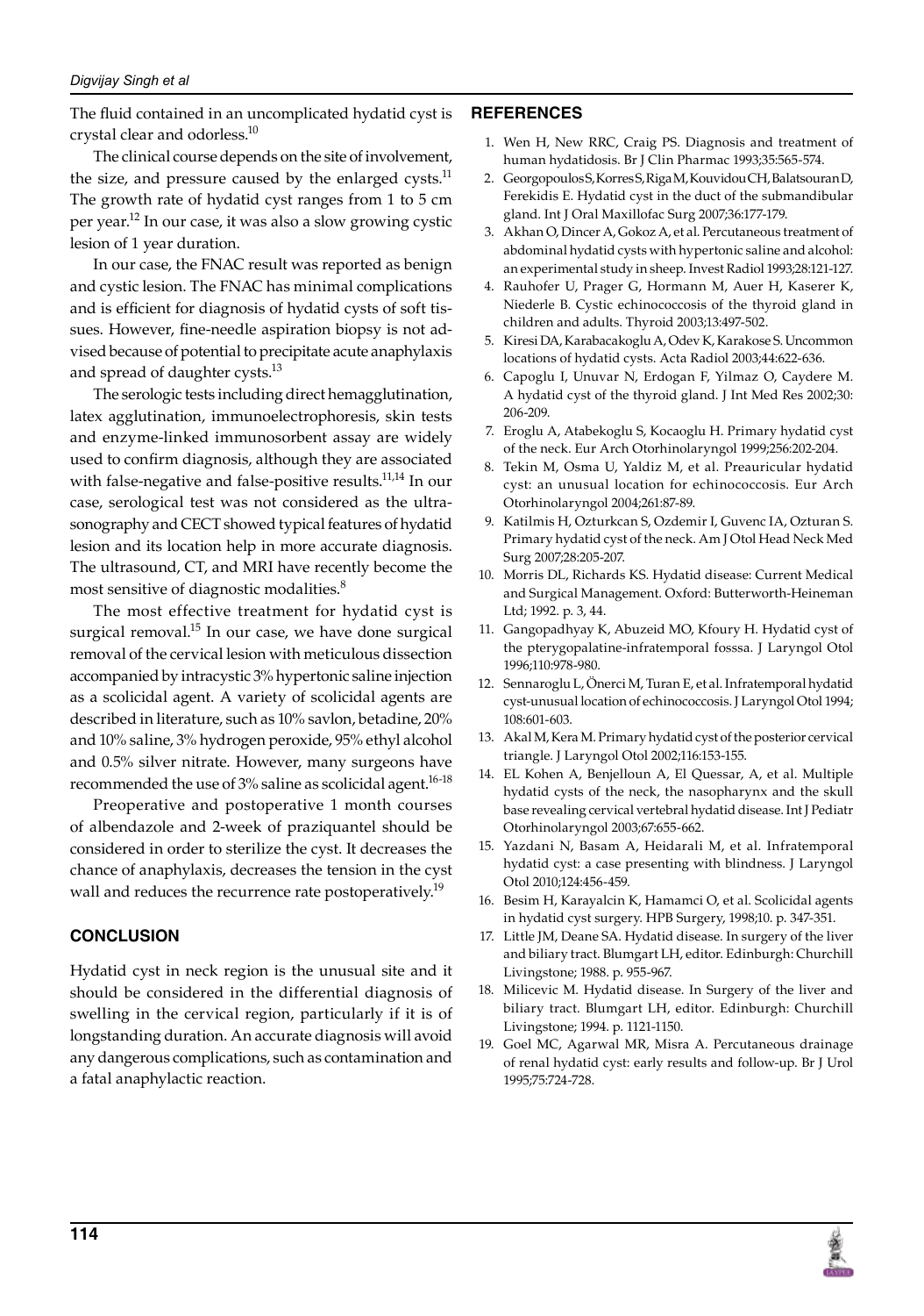The fluid contained in an uncomplicated hydatid cyst is crystal clear and odorless.[10]

The clinical course depends on the site of involvement, the size, and pressure caused by the enlarged cysts.[11] The growth rate of hydatid cyst ranges from 1 to 5 cm per year.[12] In our case, it was also a slow growing cystic lesion of 1 year duration.

In our case, the FNAC result was reported as benign and cystic lesion. The FNAC has minimal complications and is efficient for diagnosis of hydatid cysts of soft tissues. However, fine-needle aspiration biopsy is not advised because of potential to precipitate acute anaphylaxis and spread of daughter cysts.[13]

The serologic tests including direct hemagglutination, latex agglutination, immunoelectrophoresis, skin tests and enzyme-linked immunosorbent assay are widely used to confirm diagnosis, although they are associated with false-negative and false-positive results.[11,14] In our case, serological test was not considered as the ultrasonography and CECT showed typical features of hydatid lesion and its location help in more accurate diagnosis. The ultrasound, CT, and MRI have recently become the most sensitive of diagnostic modalities.[8]

The most effective treatment for hydatid cyst is surgical removal.[15] In our case, we have done surgical removal of the cervical lesion with meticulous dissection accompanied by intracystic 3% hypertonic saline injection as a scolicidal agent. A variety of scolicidal agents are described in literature, such as 10% savlon, betadine, 20% and 10% saline, 3% hydrogen peroxide, 95% ethyl alcohol and 0.5% silver nitrate. However, many surgeons have recommended the use of 3% saline as scolicidal agent.[16-18]

Preoperative and postoperative 1 month courses of albendazole and 2-week of praziquantel should be considered in order to sterilize the cyst. It decreases the chance of anaphylaxis, decreases the tension in the cyst wall and reduces the recurrence rate postoperatively.[19]

## CONCLUSION

Hydatid cyst in neck region is the unusual site and it should be considered in the differential diagnosis of swelling in the cervical region, particularly if it is of longstanding duration. An accurate diagnosis will avoid any dangerous complications, such as contamination and a fatal anaphylactic reaction.

## REFERENCES

1. Wen H, New RRC, Craig PS. Diagnosis and treatment of human hydatidosis. Br J Clin Pharmac 1993;35:565-574.
2. Georgopoulos S, Korres S, Riga M, Kouvidou CH, Balatsouran D, Ferekidis E. Hydatid cyst in the duct of the submandibular gland. Int J Oral Maxillofac Surg 2007;36:177-179.
3. Akhan O, Dincer A, Gokoz A, et al. Percutaneous treatment of abdominal hydatid cysts with hypertonic saline and alcohol: an experimental study in sheep. Invest Radiol 1993;28:121-127.
4. Rauhofer U, Prager G, Hormann M, Auer H, Kaserer K, Niederle B. Cystic echinococcosis of the thyroid gland in children and adults. Thyroid 2003;13:497-502.
5. Kiresi DA, Karabacakoglu A, Odev K, Karakose S. Uncommon locations of hydatid cysts. Acta Radiol 2003;44:622-636.
6. Capoglu I, Unuvar N, Erdogan F, Yilmaz O, Caydere M. A hydatid cyst of the thyroid gland. J Int Med Res 2002;30: 206-209.
7. Eroglu A, Atabekoglu S, Kocaoglu H. Primary hydatid cyst of the neck. Eur Arch Otorhinolaryngol 1999;256:202-204.
8. Tekin M, Osma U, Yaldiz M, et al. Preauricular hydatid cyst: an unusual location for echinococcosis. Eur Arch Otorhinolaryngol 2004;261:87-89.
9. Katilmis H, Ozturkcan S, Ozdemir I, Guvenc IA, Ozturan S. Primary hydatid cyst of the neck. Am J Otol Head Neck Med Surg 2007;28:205-207.
10. Morris DL, Richards KS. Hydatid disease: Current Medical and Surgical Management. Oxford: Butterworth-Heineman Ltd; 1992. p. 3, 44.
11. Gangopadhyay K, Abuzeid MO, Kfoury H. Hydatid cyst of the pterygopalatine-infratemporal fosssa. J Laryngol Otol 1996;110:978-980.
12. Sennaroglu L, Önerci M, Turan E, et al. Infratemporal hydatid cyst-unusual location of echinococcosis. J Laryngol Otol 1994; 108:601-603.
13. Akal M, Kera M. Primary hydatid cyst of the posterior cervical triangle. J Laryngol Otol 2002;116:153-155.
14. EL Kohen A, Benjelloun A, El Quessar, A, et al. Multiple hydatid cysts of the neck, the nasopharynx and the skull base revealing cervical vertebral hydatid disease. Int J Pediatr Otorhinolaryngol 2003;67:655-662.
15. Yazdani N, Basam A, Heidarali M, et al. Infratemporal hydatid cyst: a case presenting with blindness. J Laryngol Otol 2010;124:456-459.
16. Besim H, Karayalcin K, Hamamci O, et al. Scolicidal agents in hydatid cyst surgery. HPB Surgery, 1998;10. p. 347-351.
17. Little JM, Deane SA. Hydatid disease. In surgery of the liver and biliary tract. Blumgart LH, editor. Edinburgh: Churchill Livingstone; 1988. p. 955-967.
18. Milicevic M. Hydatid disease. In Surgery of the liver and biliary tract. Blumgart LH, editor. Edinburgh: Churchill Livingstone; 1994. p. 1121-1150.
19. Goel MC, Agarwal MR, Misra A. Percutaneous drainage of renal hydatid cyst: early results and follow-up. Br J Urol 1995;75:724-728.